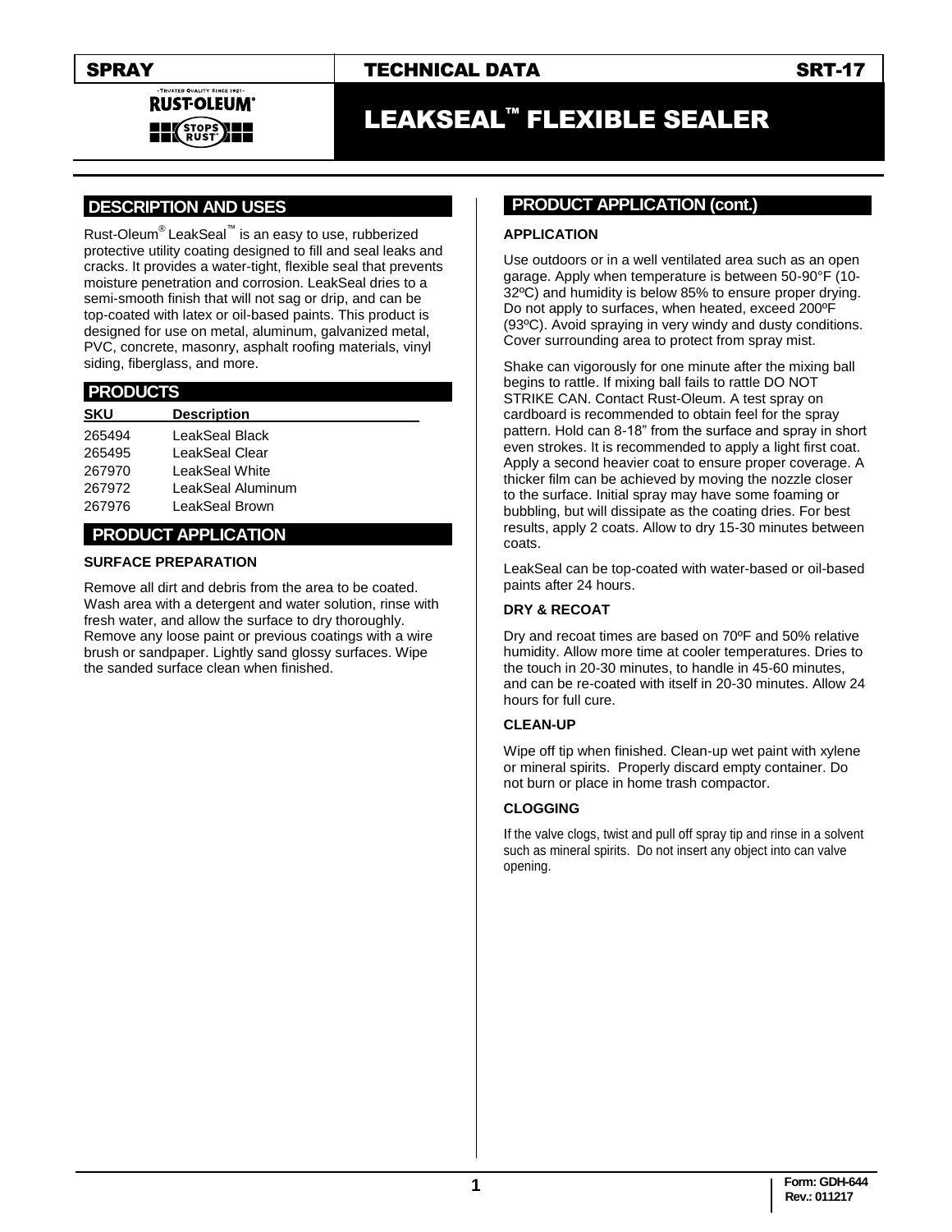SPRAY | TECHNICAL DATA | SRT-17

# LEAKSEAL™ FLEXIBLE SEALER

## DESCRIPTION AND USES

Rust-Oleum® LeakSeal™ is an easy to use, rubberized protective utility coating designed to fill and seal leaks and cracks. It provides a water-tight, flexible seal that prevents moisture penetration and corrosion. LeakSeal dries to a semi-smooth finish that will not sag or drip, and can be top-coated with latex or oil-based paints. This product is designed for use on metal, aluminum, galvanized metal, PVC, concrete, masonry, asphalt roofing materials, vinyl siding, fiberglass, and more.

## PRODUCTS

| SKU | Description |
|---|---|
| 265494 | LeakSeal Black |
| 265495 | LeakSeal Clear |
| 267970 | LeakSeal White |
| 267972 | LeakSeal Aluminum |
| 267976 | LeakSeal Brown |

## PRODUCT APPLICATION

### SURFACE PREPARATION

Remove all dirt and debris from the area to be coated. Wash area with a detergent and water solution, rinse with fresh water, and allow the surface to dry thoroughly. Remove any loose paint or previous coatings with a wire brush or sandpaper. Lightly sand glossy surfaces. Wipe the sanded surface clean when finished.

## PRODUCT APPLICATION (cont.)

### APPLICATION

Use outdoors or in a well ventilated area such as an open garage. Apply when temperature is between 50-90°F (10-32ºC) and humidity is below 85% to ensure proper drying. Do not apply to surfaces, when heated, exceed 200ºF (93ºC). Avoid spraying in very windy and dusty conditions. Cover surrounding area to protect from spray mist.

Shake can vigorously for one minute after the mixing ball begins to rattle. If mixing ball fails to rattle DO NOT STRIKE CAN. Contact Rust-Oleum. A test spray on cardboard is recommended to obtain feel for the spray pattern. Hold can 8-18" from the surface and spray in short even strokes. It is recommended to apply a light first coat. Apply a second heavier coat to ensure proper coverage. A thicker film can be achieved by moving the nozzle closer to the surface. Initial spray may have some foaming or bubbling, but will dissipate as the coating dries. For best results, apply 2 coats. Allow to dry 15-30 minutes between coats.

LeakSeal can be top-coated with water-based or oil-based paints after 24 hours.

### DRY & RECOAT

Dry and recoat times are based on 70ºF and 50% relative humidity. Allow more time at cooler temperatures. Dries to the touch in 20-30 minutes, to handle in 45-60 minutes, and can be re-coated with itself in 20-30 minutes. Allow 24 hours for full cure.

### CLEAN-UP

Wipe off tip when finished. Clean-up wet paint with xylene or mineral spirits. Properly discard empty container. Do not burn or place in home trash compactor.

### CLOGGING

If the valve clogs, twist and pull off spray tip and rinse in a solvent such as mineral spirits. Do not insert any object into can valve opening.

Form: GDH-644
Rev.: 011217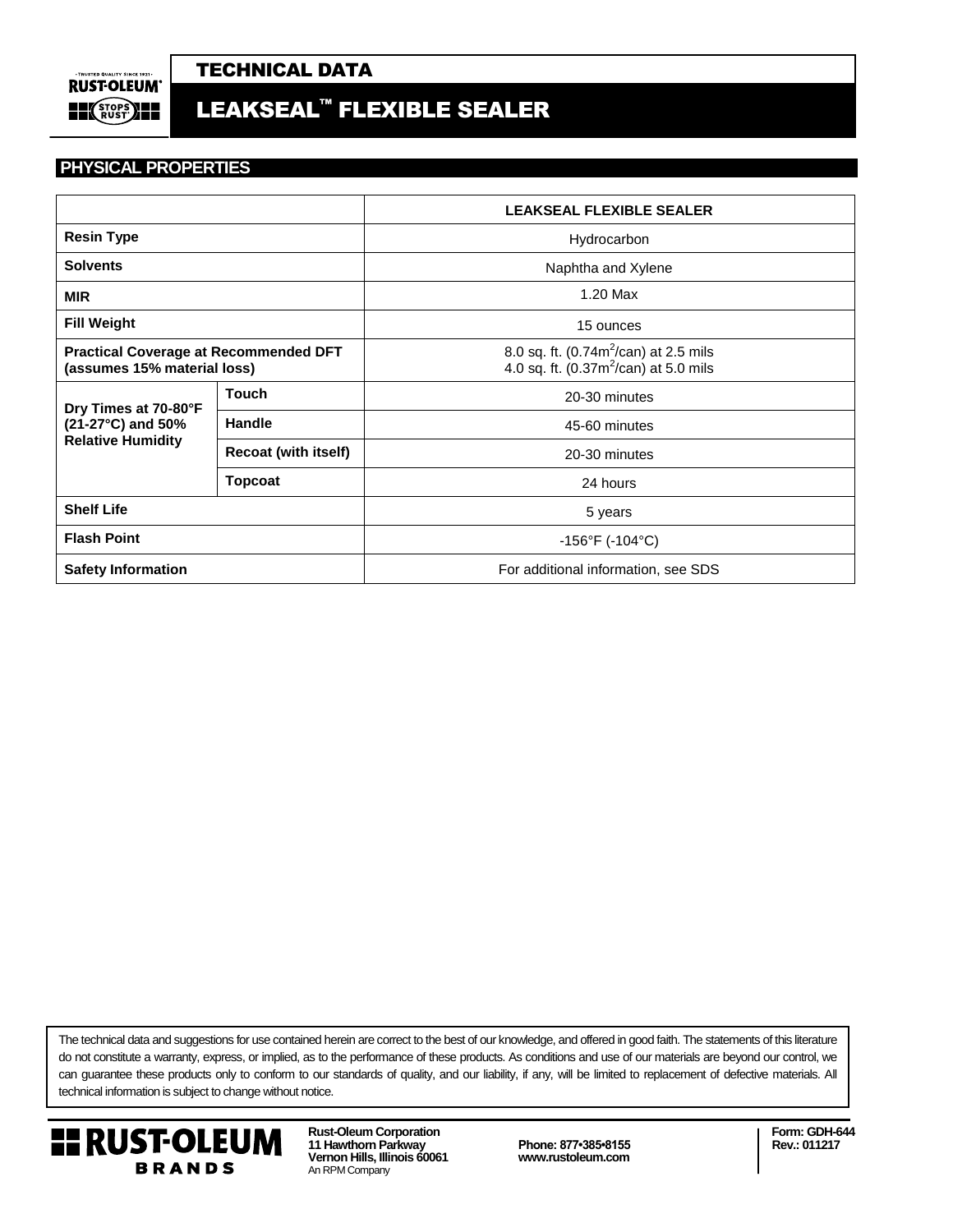# TECHNICAL DATA

## LEAKSEAL™ FLEXIBLE SEALER

### PHYSICAL PROPERTIES

| | | LEAKSEAL FLEXIBLE SEALER |
|---|---|---|
| **Resin Type** | | Hydrocarbon |
| **Solvents** | | Naphtha and Xylene |
| **MIR** | | 1.20 Max |
| **Fill Weight** | | 15 ounces |
| **Practical Coverage at Recommended DFT (assumes 15% material loss)** | | 8.0 sq. ft. (0.74m$^2$/can) at 2.5 mils<br>4.0 sq. ft. (0.37m$^2$/can) at 5.0 mils |
| **Dry Times at 70-80°F (21-27°C) and 50% Relative Humidity** | **Touch** | 20-30 minutes |
| | **Handle** | 45-60 minutes |
| | **Recoat (with itself)** | 20-30 minutes |
| | **Topcoat** | 24 hours |
| **Shelf Life** | | 5 years |
| **Flash Point** | | -156°F (-104°C) |
| **Safety Information** | | For additional information, see SDS |

The technical data and suggestions for use contained herein are correct to the best of our knowledge, and offered in good faith. The statements of this literature do not constitute a warranty, express, or implied, as to the performance of these products. As conditions and use of our materials are beyond our control, we can guarantee these products only to conform to our standards of quality, and our liability, if any, will be limited to replacement of defective materials. All technical information is subject to change without notice.

RUST-OLEUM BRANDS

**Rust-Oleum Corporation**
**11 Hawthorn Parkway**
**Vernon Hills, Illinois 60061**
An RPM Company

**Phone: 877•385•8155**
**www.rustoleum.com**

**Form: GDH-644**
**Rev.: 011217**